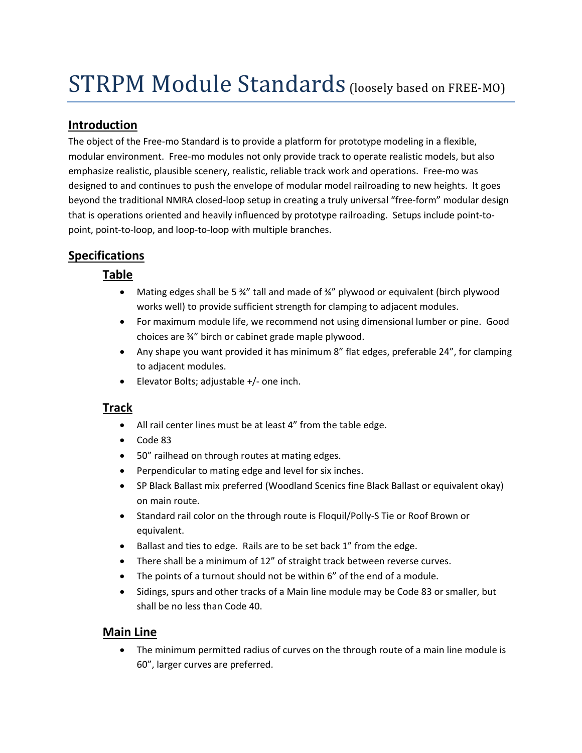# STRPM Module Standards (loosely based on FREE-MO)

## Introduction

The object of the Free-mo Standard is to provide a platform for prototype modeling in a flexible, modular environment. Free-mo modules not only provide track to operate realistic models, but also emphasize realistic, plausible scenery, realistic, reliable track work and operations. Free-mo was designed to and continues to push the envelope of modular model railroading to new heights. It goes beyond the traditional NMRA closed-loop setup in creating a truly universal "free-form" modular design that is operations oriented and heavily influenced by prototype railroading. Setups include point-to-point, point-to-loop, and loop-to-loop with multiple branches.

## Specifications

### Table

- Mating edges shall be 5 ¾" tall and made of ¾" plywood or equivalent (birch plywood works well) to provide sufficient strength for clamping to adjacent modules.
- For maximum module life, we recommend not using dimensional lumber or pine. Good choices are ¾" birch or cabinet grade maple plywood.
- Any shape you want provided it has minimum 8" flat edges, preferable 24", for clamping to adjacent modules.
- Elevator Bolts; adjustable +/- one inch.

### Track

- All rail center lines must be at least 4" from the table edge.
- Code 83
- 50" railhead on through routes at mating edges.
- Perpendicular to mating edge and level for six inches.
- SP Black Ballast mix preferred (Woodland Scenics fine Black Ballast or equivalent okay) on main route.
- Standard rail color on the through route is Floquil/Polly-S Tie or Roof Brown or equivalent.
- Ballast and ties to edge. Rails are to be set back 1" from the edge.
- There shall be a minimum of 12" of straight track between reverse curves.
- The points of a turnout should not be within 6" of the end of a module.
- Sidings, spurs and other tracks of a Main line module may be Code 83 or smaller, but shall be no less than Code 40.

### Main Line

- The minimum permitted radius of curves on the through route of a main line module is 60", larger curves are preferred.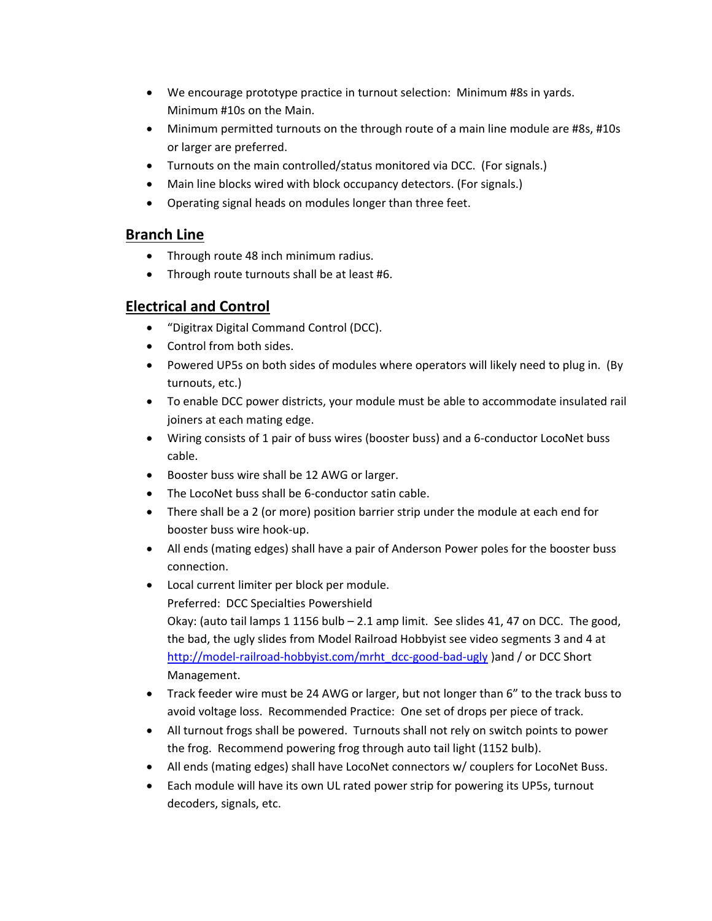- We encourage prototype practice in turnout selection: Minimum #8s in yards. Minimum #10s on the Main.
- Minimum permitted turnouts on the through route of a main line module are #8s, #10s or larger are preferred.
- Turnouts on the main controlled/status monitored via DCC. (For signals.)
- Main line blocks wired with block occupancy detectors. (For signals.)
- Operating signal heads on modules longer than three feet.

## Branch Line

- Through route 48 inch minimum radius.
- Through route turnouts shall be at least #6.

## Electrical and Control

- "Digitrax Digital Command Control (DCC).
- Control from both sides.
- Powered UP5s on both sides of modules where operators will likely need to plug in. (By turnouts, etc.)
- To enable DCC power districts, your module must be able to accommodate insulated rail joiners at each mating edge.
- Wiring consists of 1 pair of buss wires (booster buss) and a 6-conductor LocoNet buss cable.
- Booster buss wire shall be 12 AWG or larger.
- The LocoNet buss shall be 6-conductor satin cable.
- There shall be a 2 (or more) position barrier strip under the module at each end for booster buss wire hook-up.
- All ends (mating edges) shall have a pair of Anderson Power poles for the booster buss connection.
- Local current limiter per block per module.
  Preferred: DCC Specialties Powershield
  Okay: (auto tail lamps 1 1156 bulb – 2.1 amp limit. See slides 41, 47 on DCC. The good, the bad, the ugly slides from Model Railroad Hobbyist see video segments 3 and 4 at [http://model-railroad-hobbyist.com/mrht_dcc-good-bad-ugly](http://model-railroad-hobbyist.com/mrht_dcc-good-bad-ugly) )and / or DCC Short Management.
- Track feeder wire must be 24 AWG or larger, but not longer than 6" to the track buss to avoid voltage loss. Recommended Practice: One set of drops per piece of track.
- All turnout frogs shall be powered. Turnouts shall not rely on switch points to power the frog. Recommend powering frog through auto tail light (1152 bulb).
- All ends (mating edges) shall have LocoNet connectors w/ couplers for LocoNet Buss.
- Each module will have its own UL rated power strip for powering its UP5s, turnout decoders, signals, etc.